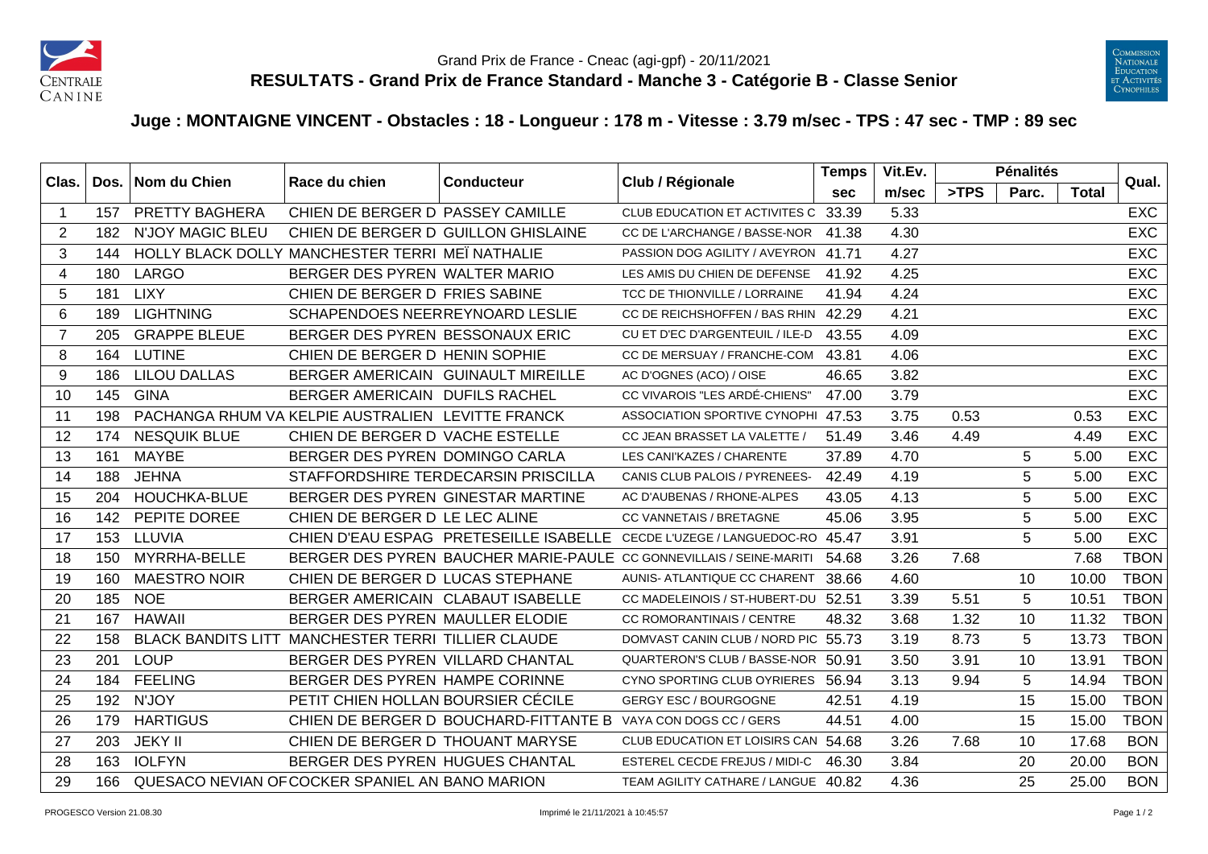Grand Prix de France - Cneac (agi-gpf) - 20/11/2021

# RESULTATS - Grand Prix de France Standard - Manche 3 - Catégorie B - Classe Senior

## Juge : MONTAIGNE VINCENT - Obstacles : 18 - Longueur : 178 m - Vitesse : 3.79 m/sec - TPS : 47 sec - TMP : 89 sec

| Clas. | Dos. | Nom du Chien | Race du chien | Conducteur | Club / Régionale | Temps | Vit.Ev. | Pénalités | | | Qual. |
|---|---|---|---|---|---|---|---|---|---|---|---|
| | | | | | | sec | m/sec | >TPS | Parc. | Total | |
| 1 | 157 | PRETTY BAGHERA | CHIEN DE BERGER D | PASSEY CAMILLE | CLUB EDUCATION ET ACTIVITES C | 33.39 | 5.33 | | | | EXC |
| 2 | 182 | N'JOY MAGIC BLEU | CHIEN DE BERGER D | GUILLON GHISLAINE | CC DE L'ARCHANGE / BASSE-NOR | 41.38 | 4.30 | | | | EXC |
| 3 | 144 | HOLLY BLACK DOLLY | MANCHESTER TERRI | MEÏ NATHALIE | PASSION DOG AGILITY / AVEYRON | 41.71 | 4.27 | | | | EXC |
| 4 | 180 | LARGO | BERGER DES PYREN | WALTER MARIO | LES AMIS DU CHIEN DE DEFENSE | 41.92 | 4.25 | | | | EXC |
| 5 | 181 | LIXY | CHIEN DE BERGER D | FRIES SABINE | TCC DE THIONVILLE / LORRAINE | 41.94 | 4.24 | | | | EXC |
| 6 | 189 | LIGHTNING | SCHAPENDOES NEER | REYNOARD LESLIE | CC DE REICHSHOFFEN / BAS RHIN | 42.29 | 4.21 | | | | EXC |
| 7 | 205 | GRAPPE BLEUE | BERGER DES PYREN | BESSONAUX ERIC | CU ET D'EC D'ARGENTEUIL / ILE-D | 43.55 | 4.09 | | | | EXC |
| 8 | 164 | LUTINE | CHIEN DE BERGER D | HENIN SOPHIE | CC DE MERSUAY / FRANCHE-COM | 43.81 | 4.06 | | | | EXC |
| 9 | 186 | LILOU DALLAS | BERGER AMERICAIN | GUINAULT MIREILLE | AC D'OGNES (ACO) / OISE | 46.65 | 3.82 | | | | EXC |
| 10 | 145 | GINA | BERGER AMERICAIN | DUFILS RACHEL | CC VIVAROIS "LES ARDÉ-CHIENS" | 47.00 | 3.79 | | | | EXC |
| 11 | 198 | PACHANGA RHUM VA | KELPIE AUSTRALIEN | LEVITTE FRANCK | ASSOCIATION SPORTIVE CYNOPHI | 47.53 | 3.75 | 0.53 | | 0.53 | EXC |
| 12 | 174 | NESQUIK BLUE | CHIEN DE BERGER D | VACHE ESTELLE | CC JEAN BRASSET LA VALETTE / | 51.49 | 3.46 | 4.49 | | 4.49 | EXC |
| 13 | 161 | MAYBE | BERGER DES PYREN | DOMINGO CARLA | LES CANI'KAZES / CHARENTE | 37.89 | 4.70 | | 5 | 5.00 | EXC |
| 14 | 188 | JEHNA | STAFFORDSHIRE TER | DECARSIN PRISCILLA | CANIS CLUB PALOIS / PYRENEES- | 42.49 | 4.19 | | 5 | 5.00 | EXC |
| 15 | 204 | HOUCHKA-BLUE | BERGER DES PYREN | GINESTAR MARTINE | AC D'AUBENAS / RHONE-ALPES | 43.05 | 4.13 | | 5 | 5.00 | EXC |
| 16 | 142 | PEPITE DOREE | CHIEN DE BERGER D | LE LEC ALINE | CC VANNETAIS / BRETAGNE | 45.06 | 3.95 | | 5 | 5.00 | EXC |
| 17 | 153 | LLUVIA | CHIEN D'EAU ESPAG | PRETESEILLE ISABELLE | CECDE L'UZEGE / LANGUEDOC-RO | 45.47 | 3.91 | | 5 | 5.00 | EXC |
| 18 | 150 | MYRRHA-BELLE | BERGER DES PYREN | BAUCHER MARIE-PAULE | CC GONNEVILLAIS / SEINE-MARITI | 54.68 | 3.26 | 7.68 | | 7.68 | TBON |
| 19 | 160 | MAESTRO NOIR | CHIEN DE BERGER D | LUCAS STEPHANE | AUNIS- ATLANTIQUE CC CHARENT | 38.66 | 4.60 | | 10 | 10.00 | TBON |
| 20 | 185 | NOE | BERGER AMERICAIN | CLABAUT ISABELLE | CC MADELEINOIS / ST-HUBERT-DU | 52.51 | 3.39 | 5.51 | 5 | 10.51 | TBON |
| 21 | 167 | HAWAII | BERGER DES PYREN | MAULLER ELODIE | CC ROMORANTINAIS / CENTRE | 48.32 | 3.68 | 1.32 | 10 | 11.32 | TBON |
| 22 | 158 | BLACK BANDITS LITT | MANCHESTER TERRI | TILLIER CLAUDE | DOMVAST CANIN CLUB / NORD PIC | 55.73 | 3.19 | 8.73 | 5 | 13.73 | TBON |
| 23 | 201 | LOUP | BERGER DES PYREN | VILLARD CHANTAL | QUARTERON'S CLUB / BASSE-NOR | 50.91 | 3.50 | 3.91 | 10 | 13.91 | TBON |
| 24 | 184 | FEELING | BERGER DES PYREN | HAMPE CORINNE | CYNO SPORTING CLUB OYRIERES | 56.94 | 3.13 | 9.94 | 5 | 14.94 | TBON |
| 25 | 192 | N'JOY | PETIT CHIEN HOLLAN | BOURSIER CÉCILE | GERGY ESC / BOURGOGNE | 42.51 | 4.19 | | 15 | 15.00 | TBON |
| 26 | 179 | HARTIGUS | CHIEN DE BERGER D | BOUCHARD-FITTANTE B | VAYA CON DOGS CC / GERS | 44.51 | 4.00 | | 15 | 15.00 | TBON |
| 27 | 203 | JEKY II | CHIEN DE BERGER D | THOUANT MARYSE | CLUB EDUCATION ET LOISIRS CAN | 54.68 | 3.26 | 7.68 | 10 | 17.68 | BON |
| 28 | 163 | IOLFYN | BERGER DES PYREN | HUGUES CHANTAL | ESTEREL CECDE FREJUS / MIDI-C | 46.30 | 3.84 | | 20 | 20.00 | BON |
| 29 | 166 | QUESACO NEVIAN OF | COCKER SPANIEL AN | BANO MARION | TEAM AGILITY CATHARE / LANGUE | 40.82 | 4.36 | | 25 | 25.00 | BON |

PROGESCO Version 21.08.30 — Imprimé le 21/11/2021 à 10:45:57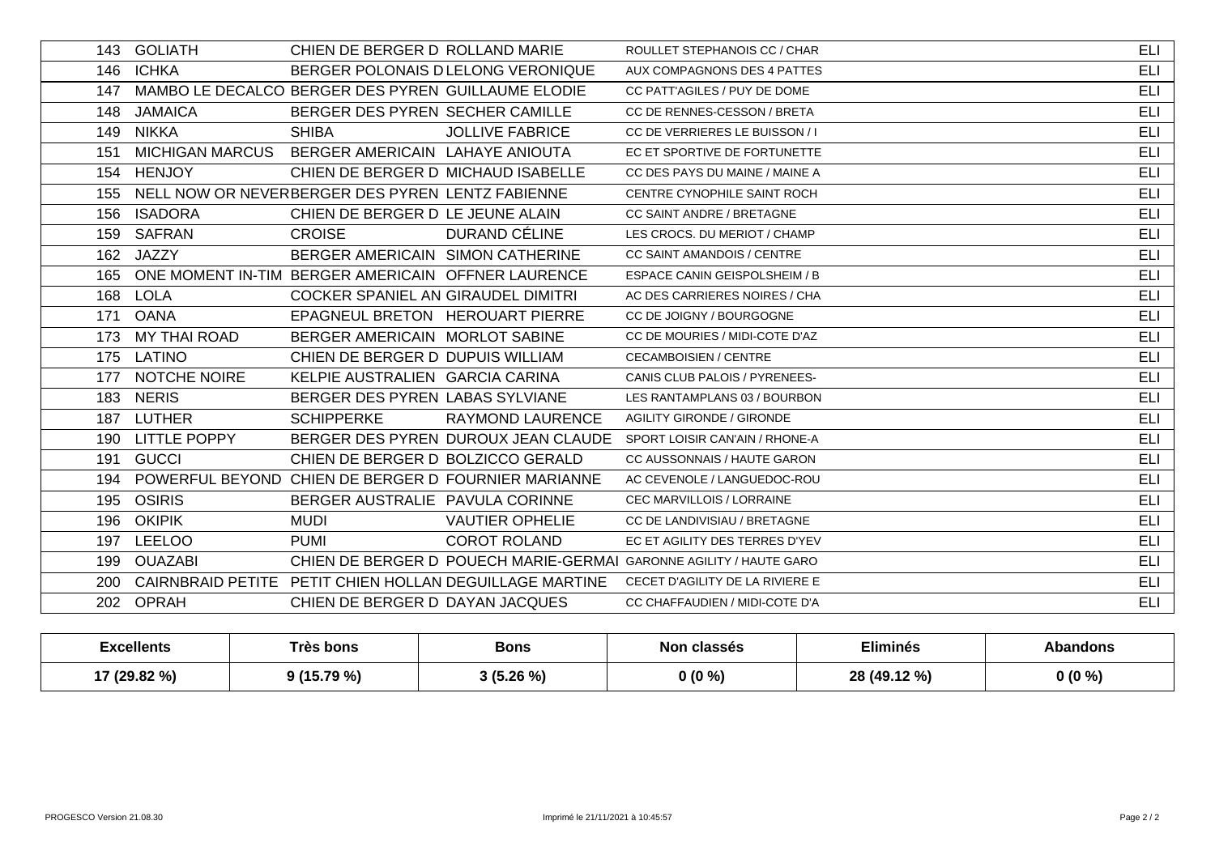| | | | | | |
|---|---|---|---|---|---|
| 143 | GOLIATH | CHIEN DE BERGER D | ROLLAND MARIE | ROULLET STEPHANOIS CC / CHAR | ELI |
| 146 | ICHKA | BERGER POLONAIS D | LELONG VERONIQUE | AUX COMPAGNONS DES 4 PATTES | ELI |
| 147 | MAMBO LE DECALCO | BERGER DES PYREN | GUILLAUME ELODIE | CC PATT'AGILES / PUY DE DOME | ELI |
| 148 | JAMAICA | BERGER DES PYREN | SECHER CAMILLE | CC DE RENNES-CESSON / BRETA | ELI |
| 149 | NIKKA | SHIBA | JOLLIVE FABRICE | CC DE VERRIERES LE BUISSON / I | ELI |
| 151 | MICHIGAN MARCUS | BERGER AMERICAIN | LAHAYE ANIOUTA | EC ET SPORTIVE DE FORTUNETTE | ELI |
| 154 | HENJOY | CHIEN DE BERGER D | MICHAUD ISABELLE | CC DES PAYS DU MAINE / MAINE A | ELI |
| 155 | NELL NOW OR NEVER | BERGER DES PYREN | LENTZ FABIENNE | CENTRE CYNOPHILE SAINT ROCH | ELI |
| 156 | ISADORA | CHIEN DE BERGER D | LE JEUNE ALAIN | CC SAINT ANDRE / BRETAGNE | ELI |
| 159 | SAFRAN | CROISE | DURAND CÉLINE | LES CROCS. DU MERIOT / CHAMP | ELI |
| 162 | JAZZY | BERGER AMERICAIN | SIMON CATHERINE | CC SAINT AMANDOIS / CENTRE | ELI |
| 165 | ONE MOMENT IN-TIM | BERGER AMERICAIN | OFFNER LAURENCE | ESPACE CANIN GEISPOLSHEIM / B | ELI |
| 168 | LOLA | COCKER SPANIEL AN | GIRAUDEL DIMITRI | AC DES CARRIERES NOIRES / CHA | ELI |
| 171 | OANA | EPAGNEUL BRETON | HEROUART PIERRE | CC DE JOIGNY / BOURGOGNE | ELI |
| 173 | MY THAI ROAD | BERGER AMERICAIN | MORLOT SABINE | CC DE MOURIES / MIDI-COTE D'AZ | ELI |
| 175 | LATINO | CHIEN DE BERGER D | DUPUIS WILLIAM | CECAMBOISIEN / CENTRE | ELI |
| 177 | NOTCHE NOIRE | KELPIE AUSTRALIEN | GARCIA CARINA | CANIS CLUB PALOIS / PYRENEES- | ELI |
| 183 | NERIS | BERGER DES PYREN | LABAS SYLVIANE | LES RANTAMPLANS 03 / BOURBON | ELI |
| 187 | LUTHER | SCHIPPERKE | RAYMOND LAURENCE | AGILITY GIRONDE / GIRONDE | ELI |
| 190 | LITTLE POPPY | BERGER DES PYREN | DUROUX JEAN CLAUDE | SPORT LOISIR CAN'AIN / RHONE-A | ELI |
| 191 | GUCCI | CHIEN DE BERGER D | BOLZICCO GERALD | CC AUSSONNAIS / HAUTE GARON | ELI |
| 194 | POWERFUL BEYOND | CHIEN DE BERGER D | FOURNIER MARIANNE | AC CEVENOLE / LANGUEDOC-ROU | ELI |
| 195 | OSIRIS | BERGER AUSTRALIE | PAVULA CORINNE | CEC MARVILLOIS / LORRAINE | ELI |
| 196 | OKIPIK | MUDI | VAUTIER OPHELIE | CC DE LANDIVISIAU / BRETAGNE | ELI |
| 197 | LEELOO | PUMI | COROT ROLAND | EC ET AGILITY DES TERRES D'YEV | ELI |
| 199 | OUAZABI | CHIEN DE BERGER D | POUECH MARIE-GERMAI | GARONNE AGILITY / HAUTE GARO | ELI |
| 200 | CAIRNBRAID PETITE | PETIT CHIEN HOLLAN | DEGUILLAGE MARTINE | CECET D'AGILITY DE LA RIVIERE E | ELI |
| 202 | OPRAH | CHIEN DE BERGER D | DAYAN JACQUES | CC CHAFFAUDIEN / MIDI-COTE D'A | ELI |

| Excellents | Très bons | Bons | Non classés | Eliminés | Abandons |
|---|---|---|---|---|---|
| 17 (29.82 %) | 9 (15.79 %) | 3 (5.26 %) | 0 (0 %) | 28 (49.12 %) | 0 (0 %) |

PROGESCO Version 21.08.30 Imprimé le 21/11/2021 à 10:45:57